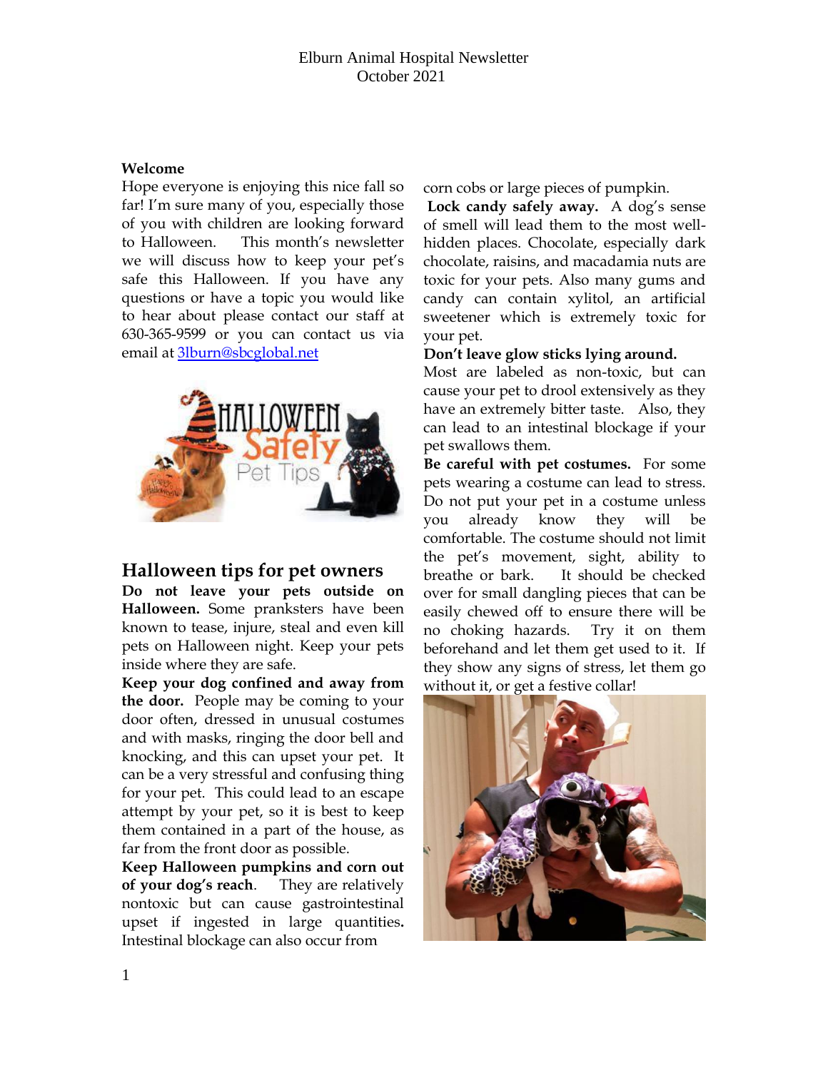Elburn Animal Hospital Newsletter
October 2021

**Welcome**

Hope everyone is enjoying this nice fall so far! I'm sure many of you, especially those of you with children are looking forward to Halloween. This month's newsletter we will discuss how to keep your pet's safe this Halloween. If you have any questions or have a topic you would like to hear about please contact our staff at 630-365-9599 or you can contact us via email at 3lburn@sbcglobal.net

## Halloween tips for pet owners

**Do not leave your pets outside on Halloween.** Some pranksters have been known to tease, injure, steal and even kill pets on Halloween night. Keep your pets inside where they are safe.

**Keep your dog confined and away from the door.** People may be coming to your door often, dressed in unusual costumes and with masks, ringing the door bell and knocking, and this can upset your pet. It can be a very stressful and confusing thing for your pet. This could lead to an escape attempt by your pet, so it is best to keep them contained in a part of the house, as far from the front door as possible.

**Keep Halloween pumpkins and corn out of your dog's reach**. They are relatively nontoxic but can cause gastrointestinal upset if ingested in large quantities**.** Intestinal blockage can also occur from corn cobs or large pieces of pumpkin.

**Lock candy safely away.** A dog's sense of smell will lead them to the most well-hidden places. Chocolate, especially dark chocolate, raisins, and macadamia nuts are toxic for your pets. Also many gums and candy can contain xylitol, an artificial sweetener which is extremely toxic for your pet.

**Don't leave glow sticks lying around.** Most are labeled as non-toxic, but can cause your pet to drool extensively as they have an extremely bitter taste. Also, they can lead to an intestinal blockage if your pet swallows them.

**Be careful with pet costumes.** For some pets wearing a costume can lead to stress. Do not put your pet in a costume unless you already know they will be comfortable. The costume should not limit the pet's movement, sight, ability to breathe or bark. It should be checked over for small dangling pieces that can be easily chewed off to ensure there will be no choking hazards. Try it on them beforehand and let them get used to it. If they show any signs of stress, let them go without it, or get a festive collar!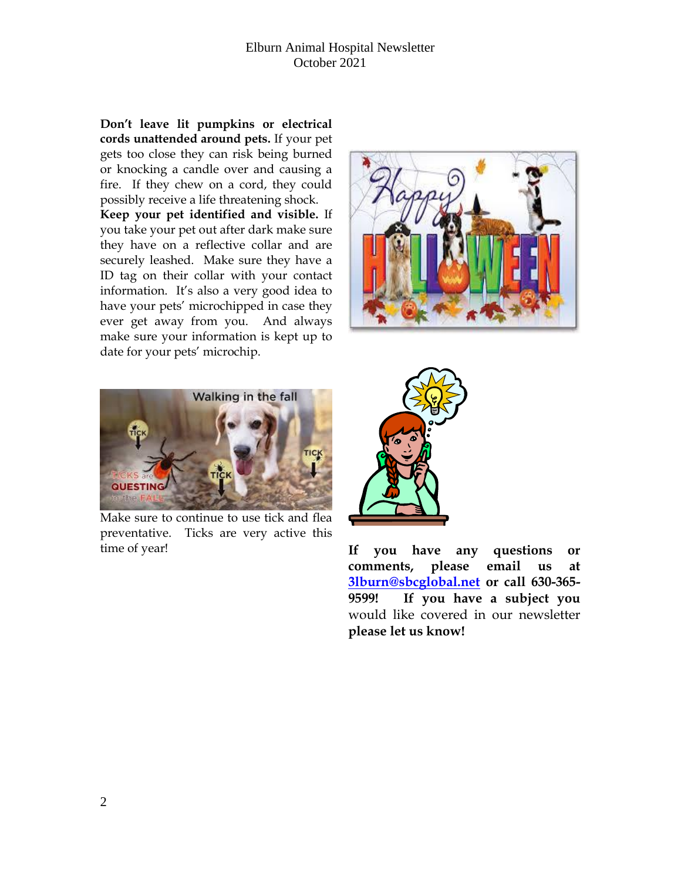**Don't leave lit pumpkins or electrical cords unattended around pets.** If your pet gets too close they can risk being burned or knocking a candle over and causing a fire. If they chew on a cord, they could possibly receive a life threatening shock.

**Keep your pet identified and visible.** If you take your pet out after dark make sure they have on a reflective collar and are securely leashed. Make sure they have a ID tag on their collar with your contact information. It's also a very good idea to have your pets' microchipped in case they ever get away from you. And always make sure your information is kept up to date for your pets' microchip.

Make sure to continue to use tick and flea preventative. Ticks are very active this time of year!

**If you have any questions or comments, please email us at [3lburn@sbcglobal.net](mailto:3lburn@sbcglobal.net) or call 630-365-9599! If you have a subject you** would like covered in our newsletter **please let us know!**